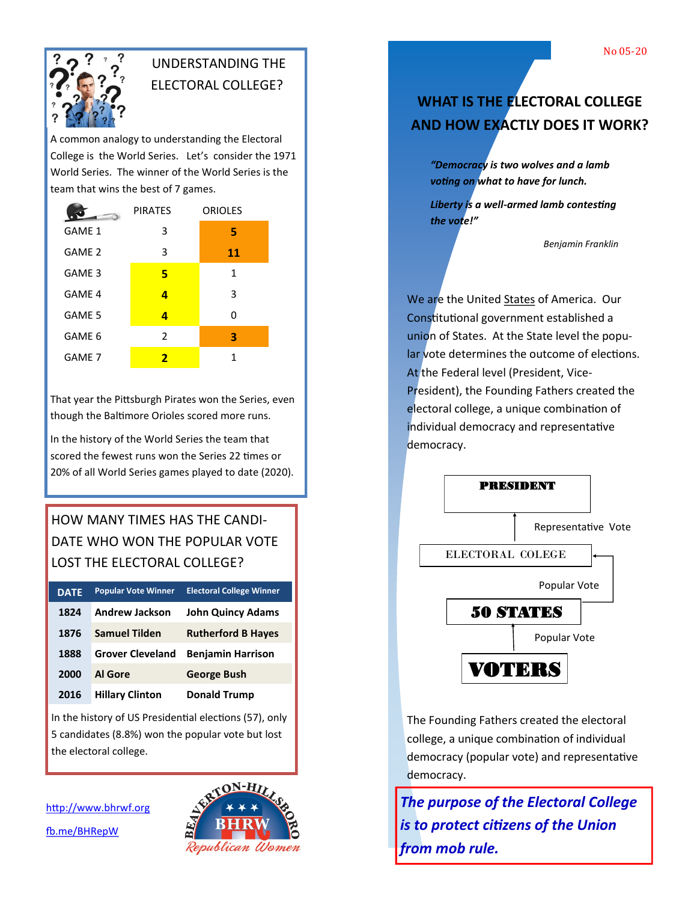No 05-20

## UNDERSTANDING THE ELECTORAL COLLEGE?

A common analogy to understanding the Electoral College is the World Series. Let's consider the 1971 World Series. The winner of the World Series is the team that wins the best of 7 games.

| | PIRATES | ORIOLES |
|---|---|---|
| GAME 1 | 3 | **5** |
| GAME 2 | 3 | **11** |
| GAME 3 | **5** | 1 |
| GAME 4 | **4** | 3 |
| GAME 5 | **4** | 0 |
| GAME 6 | 2 | **3** |
| GAME 7 | **2** | 1 |

That year the Pittsburgh Pirates won the Series, even though the Baltimore Orioles scored more runs.

In the history of the World Series the team that scored the fewest runs won the Series 22 times or 20% of all World Series games played to date (2020).

## HOW MANY TIMES HAS THE CANDIDATE WHO WON THE POPULAR VOTE LOST THE ELECTORAL COLLEGE?

| DATE | Popular Vote Winner | Electoral College Winner |
|---|---|---|
| 1824 | Andrew Jackson | John Quincy Adams |
| 1876 | Samuel Tilden | Rutherford B Hayes |
| 1888 | Grover Cleveland | Benjamin Harrison |
| 2000 | Al Gore | George Bush |
| 2016 | Hillary Clinton | Donald Trump |

In the history of US Presidential elections (57), only 5 candidates (8.8%) won the popular vote but lost the electoral college.

http://www.bhrwf.org

fb.me/BHRepW

BEAVERTON-HILLSBORO BHRW Republican Women

## WHAT IS THE ELECTORAL COLLEGE AND HOW EXACTLY DOES IT WORK?

*"Democracy is two wolves and a lamb voting on what to have for lunch.*

*Liberty is a well-armed lamb contesting the vote!"*

*Benjamin Franklin*

We are the United States of America. Our Constitutional government established a union of States. At the State level the popular vote determines the outcome of elections. At the Federal level (President, Vice-President), the Founding Fathers created the electoral college, a unique combination of individual democracy and representative democracy.

**PRESIDENT**

↑ Representative Vote

ELECTORAL COLEGE

↑ Popular Vote

**50 STATES**

↑ Popular Vote

**VOTERS**

The Founding Fathers created the electoral college, a unique combination of individual democracy (popular vote) and representative democracy.

***The purpose of the Electoral College is to protect citizens of the Union from mob rule.***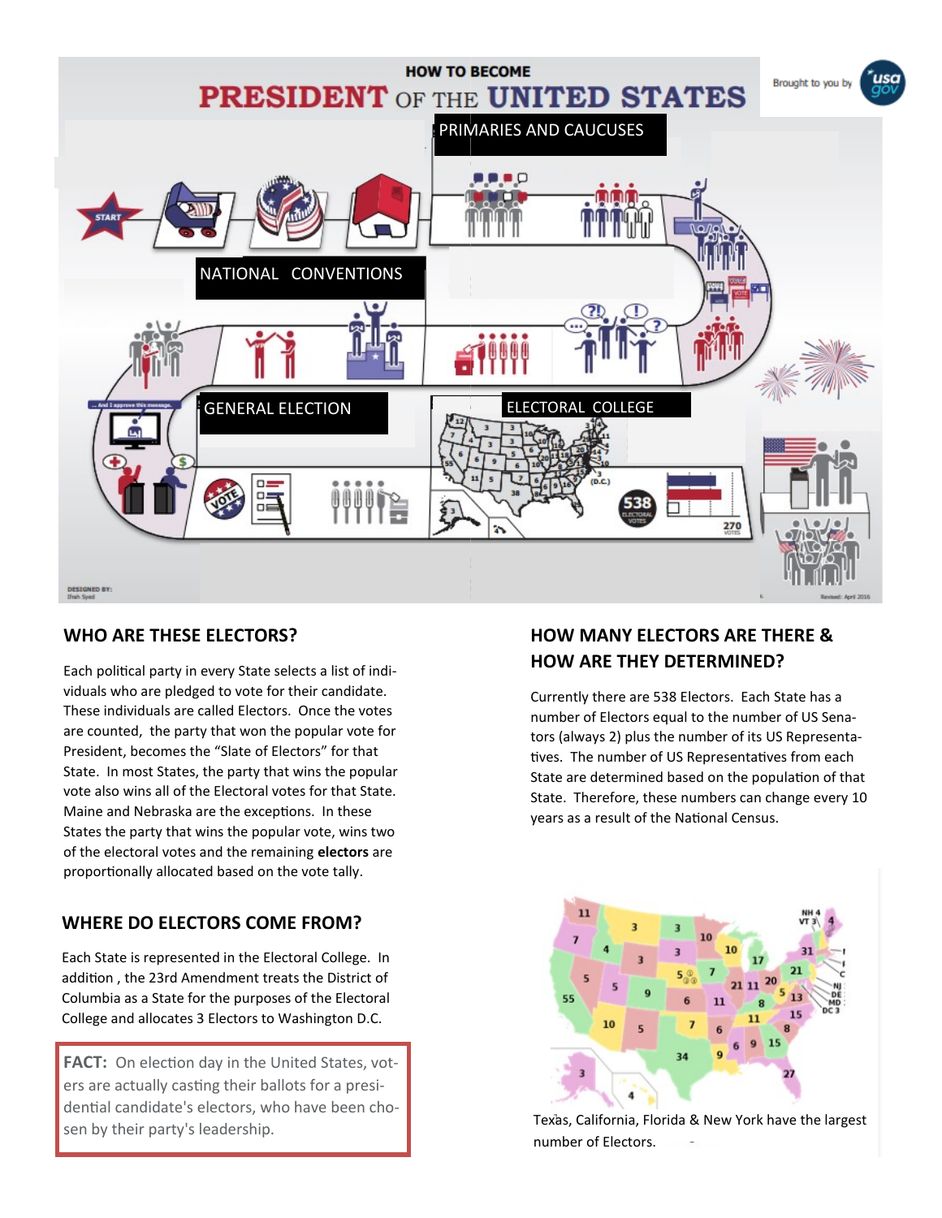HOW TO BECOME

# PRESIDENT OF THE UNITED STATES

Brought to you by usa gov

PRIMARIES AND CAUCUSES

NATIONAL CONVENTIONS

GENERAL ELECTION

ELECTORAL COLLEGE

START

538 ELECTORAL VOTES

270 VOTES

## WHO ARE THESE ELECTORS?

Each political party in every State selects a list of individuals who are pledged to vote for their candidate. These individuals are called Electors. Once the votes are counted, the party that won the popular vote for President, becomes the "Slate of Electors" for that State. In most States, the party that wins the popular vote also wins all of the Electoral votes for that State. Maine and Nebraska are the exceptions. In these States the party that wins the popular vote, wins two of the electoral votes and the remaining **electors** are proportionally allocated based on the vote tally.

## WHERE DO ELECTORS COME FROM?

Each State is represented in the Electoral College. In addition , the 23rd Amendment treats the District of Columbia as a State for the purposes of the Electoral College and allocates 3 Electors to Washington D.C.

**FACT:** On election day in the United States, voters are actually casting their ballots for a presidential candidate's electors, who have been chosen by their party's leadership.

## HOW MANY ELECTORS ARE THERE & HOW ARE THEY DETERMINED?

Currently there are 538 Electors. Each State has a number of Electors equal to the number of US Senators (always 2) plus the number of its US Representatives. The number of US Representatives from each State are determined based on the population of that State. Therefore, these numbers can change every 10 years as a result of the National Census.

Texas, California, Florida & New York have the largest number of Electors.